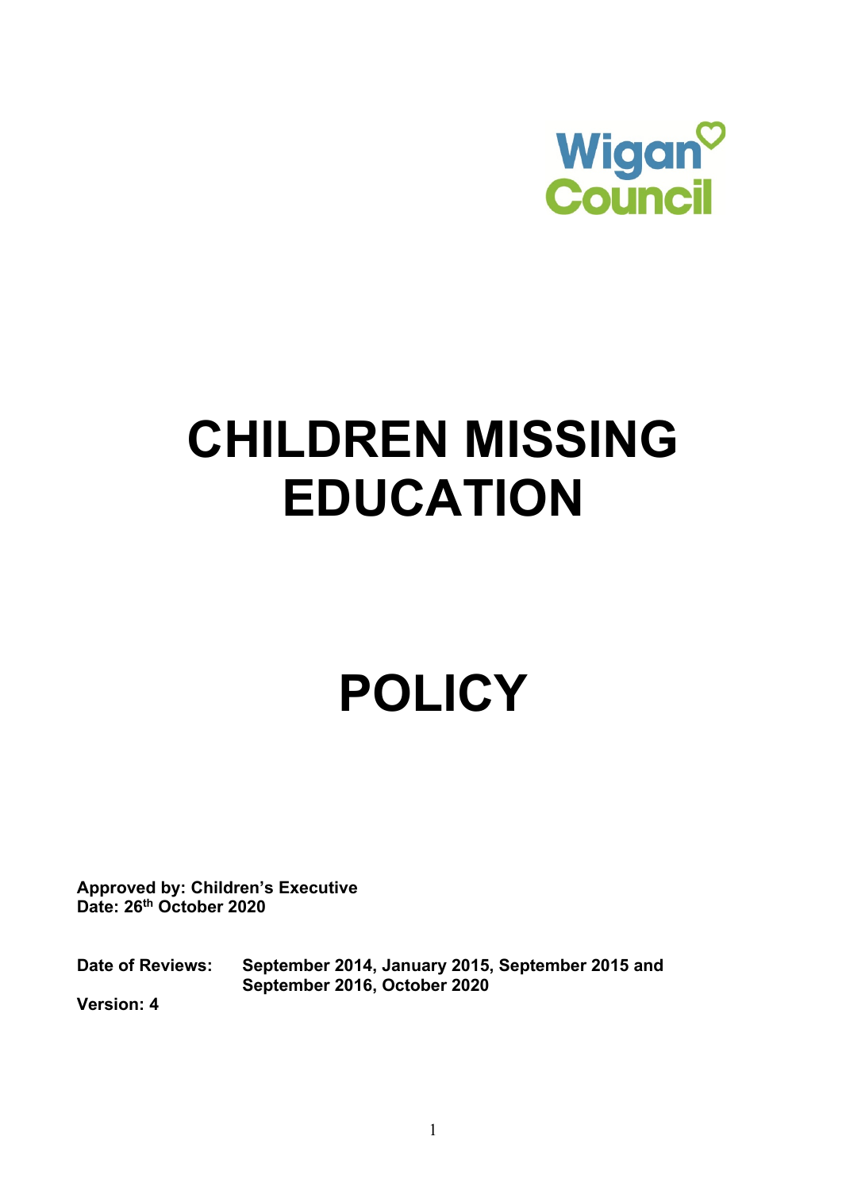Wigan Council

# CHILDREN MISSING EDUCATION

# POLICY

**Approved by: Children's Executive**
**Date: 26th October 2020**

**Date of Reviews:** **September 2014, January 2015, September 2015 and September 2016, October 2020**

**Version: 4**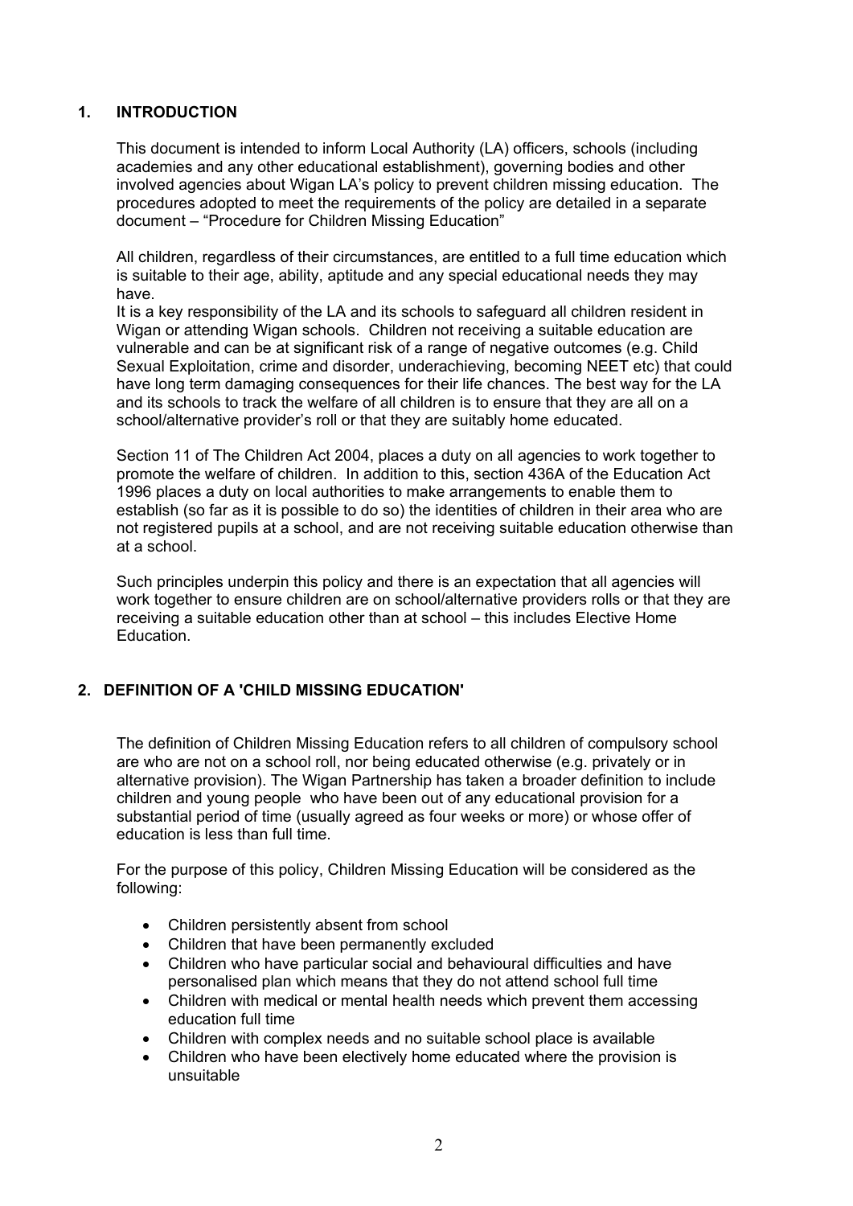## 1. INTRODUCTION

This document is intended to inform Local Authority (LA) officers, schools (including academies and any other educational establishment), governing bodies and other involved agencies about Wigan LA's policy to prevent children missing education. The procedures adopted to meet the requirements of the policy are detailed in a separate document – "Procedure for Children Missing Education"

All children, regardless of their circumstances, are entitled to a full time education which is suitable to their age, ability, aptitude and any special educational needs they may have.

It is a key responsibility of the LA and its schools to safeguard all children resident in Wigan or attending Wigan schools. Children not receiving a suitable education are vulnerable and can be at significant risk of a range of negative outcomes (e.g. Child Sexual Exploitation, crime and disorder, underachieving, becoming NEET etc) that could have long term damaging consequences for their life chances. The best way for the LA and its schools to track the welfare of all children is to ensure that they are all on a school/alternative provider's roll or that they are suitably home educated.

Section 11 of The Children Act 2004, places a duty on all agencies to work together to promote the welfare of children. In addition to this, section 436A of the Education Act 1996 places a duty on local authorities to make arrangements to enable them to establish (so far as it is possible to do so) the identities of children in their area who are not registered pupils at a school, and are not receiving suitable education otherwise than at a school.

Such principles underpin this policy and there is an expectation that all agencies will work together to ensure children are on school/alternative providers rolls or that they are receiving a suitable education other than at school – this includes Elective Home Education.

## 2. DEFINITION OF A 'CHILD MISSING EDUCATION'

The definition of Children Missing Education refers to all children of compulsory school are who are not on a school roll, nor being educated otherwise (e.g. privately or in alternative provision). The Wigan Partnership has taken a broader definition to include children and young people who have been out of any educational provision for a substantial period of time (usually agreed as four weeks or more) or whose offer of education is less than full time.

For the purpose of this policy, Children Missing Education will be considered as the following:

- Children persistently absent from school
- Children that have been permanently excluded
- Children who have particular social and behavioural difficulties and have personalised plan which means that they do not attend school full time
- Children with medical or mental health needs which prevent them accessing education full time
- Children with complex needs and no suitable school place is available
- Children who have been electively home educated where the provision is unsuitable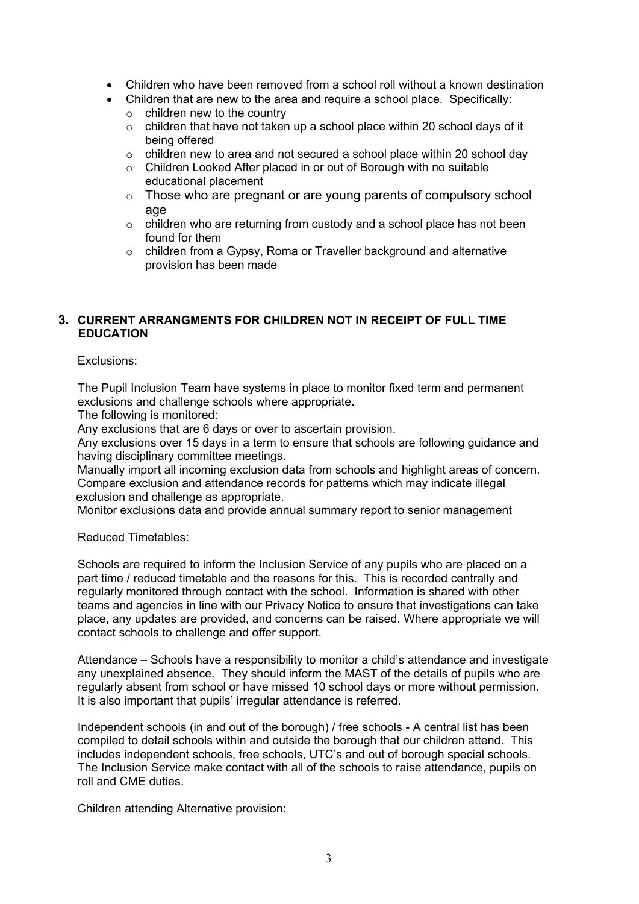- Children who have been removed from a school roll without a known destination
- Children that are new to the area and require a school place. Specifically:
  - children new to the country
  - children that have not taken up a school place within 20 school days of it being offered
  - children new to area and not secured a school place within 20 school day
  - Children Looked After placed in or out of Borough with no suitable educational placement
  - Those who are pregnant or are young parents of compulsory school age
  - children who are returning from custody and a school place has not been found for them
  - children from a Gypsy, Roma or Traveller background and alternative provision has been made

## 3. CURRENT ARRANGMENTS FOR CHILDREN NOT IN RECEIPT OF FULL TIME EDUCATION

Exclusions:

The Pupil Inclusion Team have systems in place to monitor fixed term and permanent exclusions and challenge schools where appropriate.
The following is monitored:
Any exclusions that are 6 days or over to ascertain provision.
Any exclusions over 15 days in a term to ensure that schools are following guidance and having disciplinary committee meetings.
Manually import all incoming exclusion data from schools and highlight areas of concern.
Compare exclusion and attendance records for patterns which may indicate illegal exclusion and challenge as appropriate.
Monitor exclusions data and provide annual summary report to senior management

Reduced Timetables:

Schools are required to inform the Inclusion Service of any pupils who are placed on a part time / reduced timetable and the reasons for this. This is recorded centrally and regularly monitored through contact with the school. Information is shared with other teams and agencies in line with our Privacy Notice to ensure that investigations can take place, any updates are provided, and concerns can be raised. Where appropriate we will contact schools to challenge and offer support.

Attendance – Schools have a responsibility to monitor a child's attendance and investigate any unexplained absence. They should inform the MAST of the details of pupils who are regularly absent from school or have missed 10 school days or more without permission. It is also important that pupils' irregular attendance is referred.

Independent schools (in and out of the borough) / free schools - A central list has been compiled to detail schools within and outside the borough that our children attend. This includes independent schools, free schools, UTC's and out of borough special schools. The Inclusion Service make contact with all of the schools to raise attendance, pupils on roll and CME duties.

Children attending Alternative provision: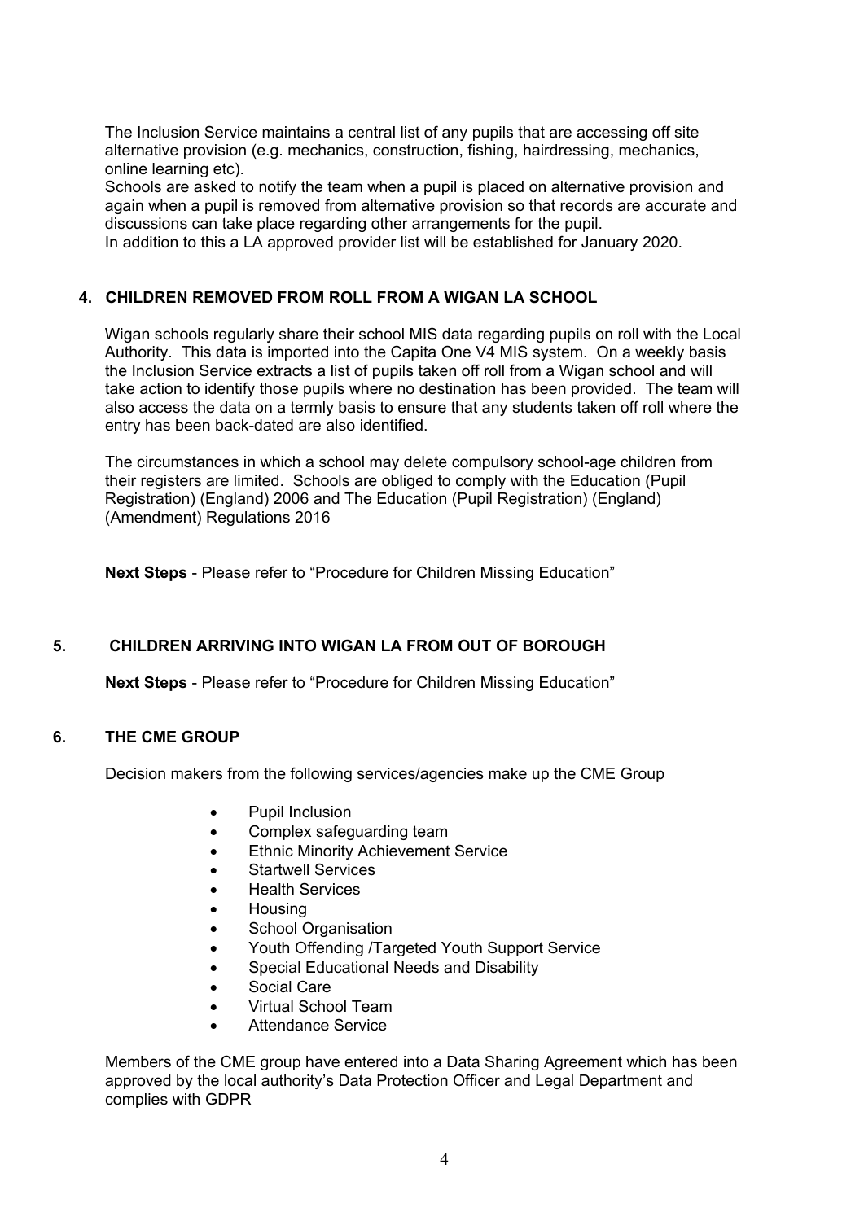The Inclusion Service maintains a central list of any pupils that are accessing off site alternative provision (e.g. mechanics, construction, fishing, hairdressing, mechanics, online learning etc).
Schools are asked to notify the team when a pupil is placed on alternative provision and again when a pupil is removed from alternative provision so that records are accurate and discussions can take place regarding other arrangements for the pupil.
In addition to this a LA approved provider list will be established for January 2020.

## 4. CHILDREN REMOVED FROM ROLL FROM A WIGAN LA SCHOOL

Wigan schools regularly share their school MIS data regarding pupils on roll with the Local Authority. This data is imported into the Capita One V4 MIS system. On a weekly basis the Inclusion Service extracts a list of pupils taken off roll from a Wigan school and will take action to identify those pupils where no destination has been provided. The team will also access the data on a termly basis to ensure that any students taken off roll where the entry has been back-dated are also identified.

The circumstances in which a school may delete compulsory school-age children from their registers are limited. Schools are obliged to comply with the Education (Pupil Registration) (England) 2006 and The Education (Pupil Registration) (England) (Amendment) Regulations 2016

**Next Steps** - Please refer to "Procedure for Children Missing Education"

## 5. CHILDREN ARRIVING INTO WIGAN LA FROM OUT OF BOROUGH

**Next Steps** - Please refer to "Procedure for Children Missing Education"

## 6. THE CME GROUP

Decision makers from the following services/agencies make up the CME Group

- Pupil Inclusion
- Complex safeguarding team
- Ethnic Minority Achievement Service
- Startwell Services
- Health Services
- Housing
- School Organisation
- Youth Offending /Targeted Youth Support Service
- Special Educational Needs and Disability
- Social Care
- Virtual School Team
- Attendance Service

Members of the CME group have entered into a Data Sharing Agreement which has been approved by the local authority's Data Protection Officer and Legal Department and complies with GDPR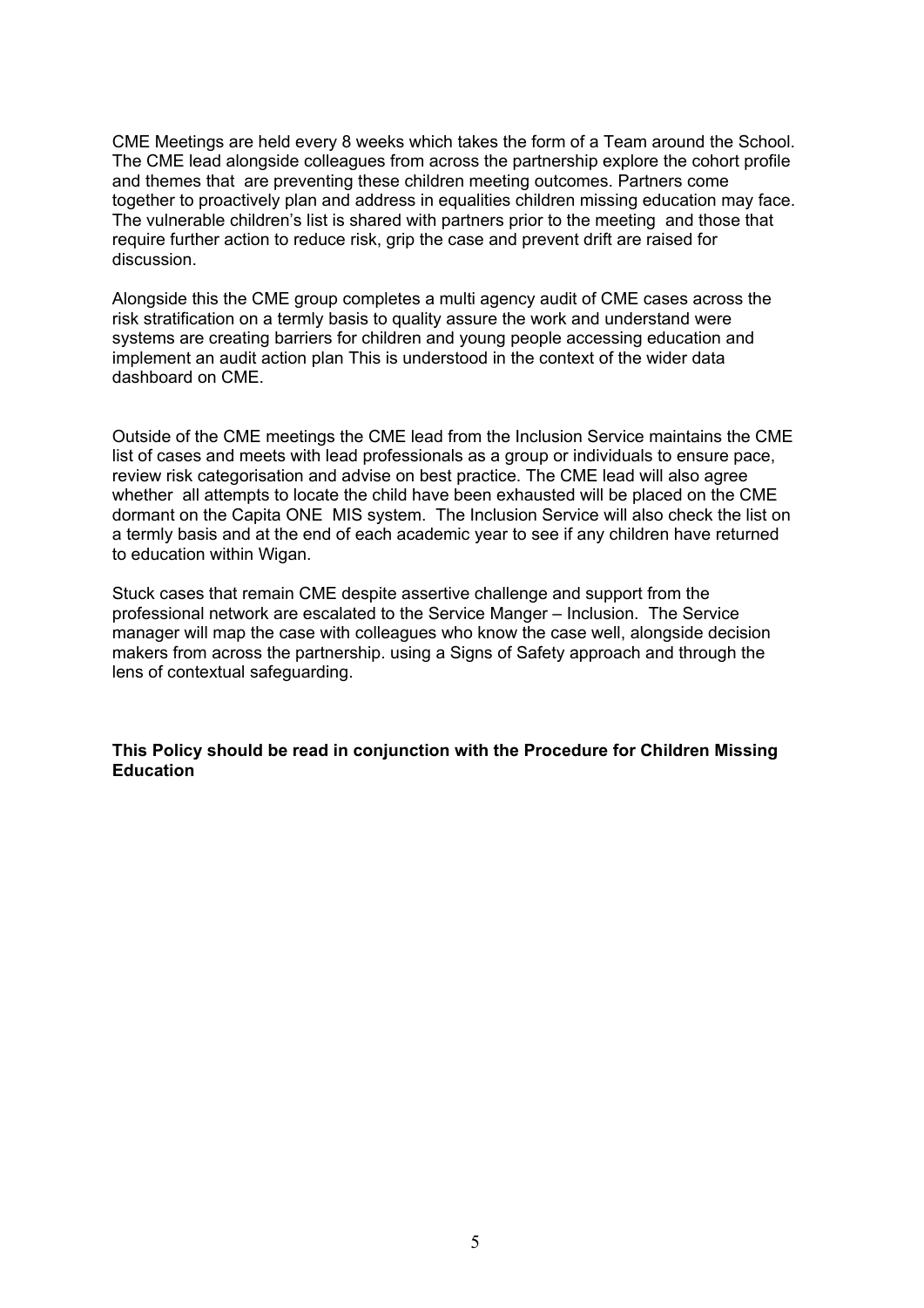CME Meetings are held every 8 weeks which takes the form of a Team around the School. The CME lead alongside colleagues from across the partnership explore the cohort profile and themes that are preventing these children meeting outcomes. Partners come together to proactively plan and address in equalities children missing education may face. The vulnerable children's list is shared with partners prior to the meeting and those that require further action to reduce risk, grip the case and prevent drift are raised for discussion.

Alongside this the CME group completes a multi agency audit of CME cases across the risk stratification on a termly basis to quality assure the work and understand were systems are creating barriers for children and young people accessing education and implement an audit action plan This is understood in the context of the wider data dashboard on CME.

Outside of the CME meetings the CME lead from the Inclusion Service maintains the CME list of cases and meets with lead professionals as a group or individuals to ensure pace, review risk categorisation and advise on best practice. The CME lead will also agree whether all attempts to locate the child have been exhausted will be placed on the CME dormant on the Capita ONE MIS system. The Inclusion Service will also check the list on a termly basis and at the end of each academic year to see if any children have returned to education within Wigan.

Stuck cases that remain CME despite assertive challenge and support from the professional network are escalated to the Service Manger – Inclusion. The Service manager will map the case with colleagues who know the case well, alongside decision makers from across the partnership. using a Signs of Safety approach and through the lens of contextual safeguarding.

**This Policy should be read in conjunction with the Procedure for Children Missing Education**